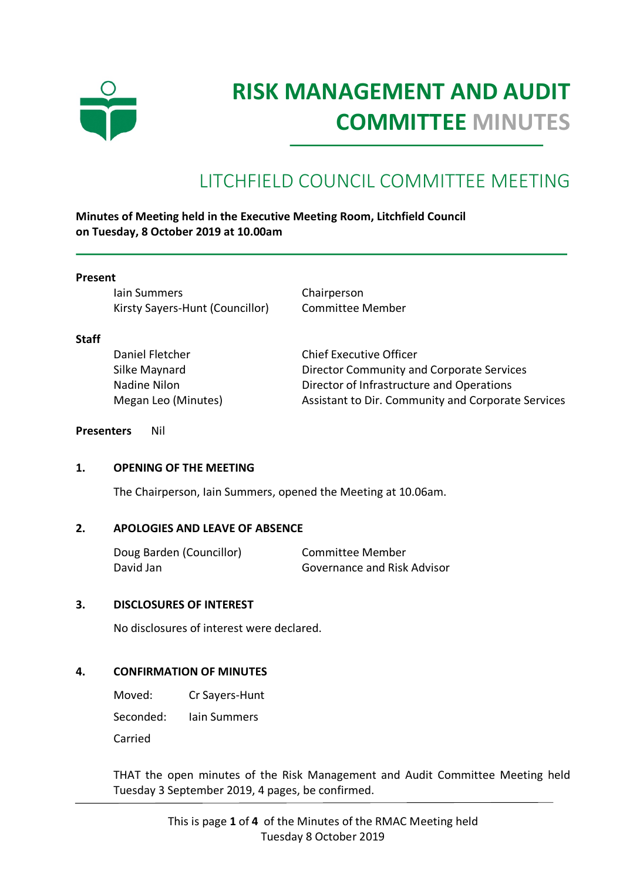# RISK MANAGEMENT AND AUDIT COMMITTEE MINUTES

## LITCHFIELD COUNCIL COMMITTEE MEETING

**Minutes of Meeting held in the Executive Meeting Room, Litchfield Council on Tuesday, 8 October 2019 at 10.00am**

**Present**

| | |
|---|---|
| Iain Summers | Chairperson |
| Kirsty Sayers-Hunt (Councillor) | Committee Member |

**Staff**

| | |
|---|---|
| Daniel Fletcher | Chief Executive Officer |
| Silke Maynard | Director Community and Corporate Services |
| Nadine Nilon | Director of Infrastructure and Operations |
| Megan Leo (Minutes) | Assistant to Dir. Community and Corporate Services |

**Presenters** Nil

### 1. OPENING OF THE MEETING

The Chairperson, Iain Summers, opened the Meeting at 10.06am.

### 2. APOLOGIES AND LEAVE OF ABSENCE

| | |
|---|---|
| Doug Barden (Councillor) | Committee Member |
| David Jan | Governance and Risk Advisor |

### 3. DISCLOSURES OF INTEREST

No disclosures of interest were declared.

### 4. CONFIRMATION OF MINUTES

Moved: Cr Sayers-Hunt

Seconded: Iain Summers

Carried

THAT the open minutes of the Risk Management and Audit Committee Meeting held Tuesday 3 September 2019, 4 pages, be confirmed.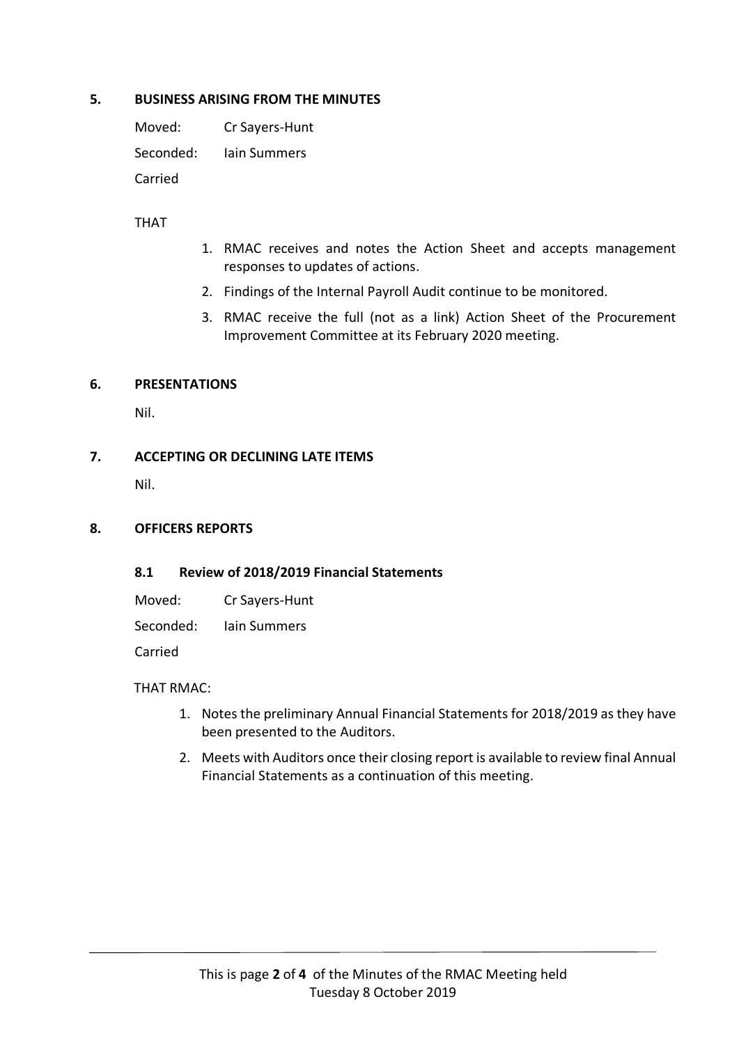## 5. BUSINESS ARISING FROM THE MINUTES

Moved: Cr Sayers-Hunt

Seconded: Iain Summers

Carried

THAT

1. RMAC receives and notes the Action Sheet and accepts management responses to updates of actions.
2. Findings of the Internal Payroll Audit continue to be monitored.
3. RMAC receive the full (not as a link) Action Sheet of the Procurement Improvement Committee at its February 2020 meeting.

## 6. PRESENTATIONS

Nil.

## 7. ACCEPTING OR DECLINING LATE ITEMS

Nil.

## 8. OFFICERS REPORTS

### 8.1 Review of 2018/2019 Financial Statements

Moved: Cr Sayers-Hunt

Seconded: Iain Summers

Carried

THAT RMAC:

1. Notes the preliminary Annual Financial Statements for 2018/2019 as they have been presented to the Auditors.
2. Meets with Auditors once their closing report is available to review final Annual Financial Statements as a continuation of this meeting.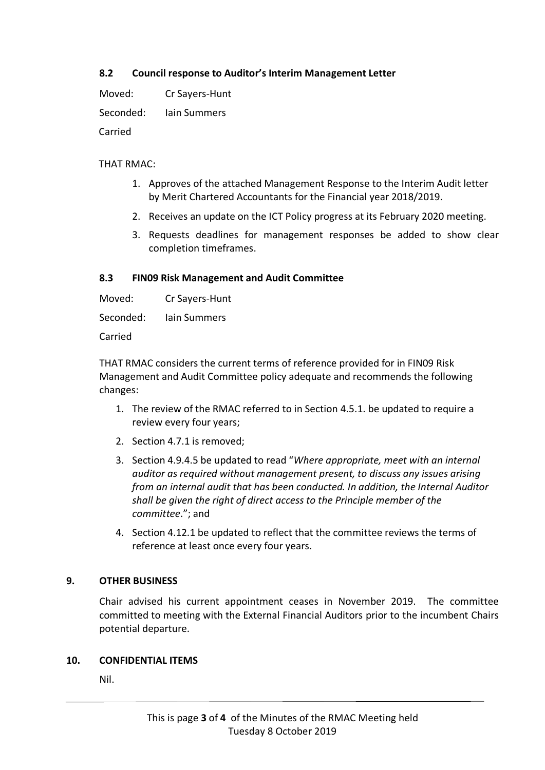### 8.2 Council response to Auditor's Interim Management Letter

Moved: Cr Sayers-Hunt

Seconded: Iain Summers

Carried

THAT RMAC:

1. Approves of the attached Management Response to the Interim Audit letter by Merit Chartered Accountants for the Financial year 2018/2019.
2. Receives an update on the ICT Policy progress at its February 2020 meeting.
3. Requests deadlines for management responses be added to show clear completion timeframes.

### 8.3 FIN09 Risk Management and Audit Committee

Moved: Cr Sayers-Hunt

Seconded: Iain Summers

Carried

THAT RMAC considers the current terms of reference provided for in FIN09 Risk Management and Audit Committee policy adequate and recommends the following changes:

1. The review of the RMAC referred to in Section 4.5.1. be updated to require a review every four years;
2. Section 4.7.1 is removed;
3. Section 4.9.4.5 be updated to read "*Where appropriate, meet with an internal auditor as required without management present, to discuss any issues arising from an internal audit that has been conducted. In addition, the Internal Auditor shall be given the right of direct access to the Principle member of the committee*."; and
4. Section 4.12.1 be updated to reflect that the committee reviews the terms of reference at least once every four years.

## 9. OTHER BUSINESS

Chair advised his current appointment ceases in November 2019. The committee committed to meeting with the External Financial Auditors prior to the incumbent Chairs potential departure.

## 10. CONFIDENTIAL ITEMS

Nil.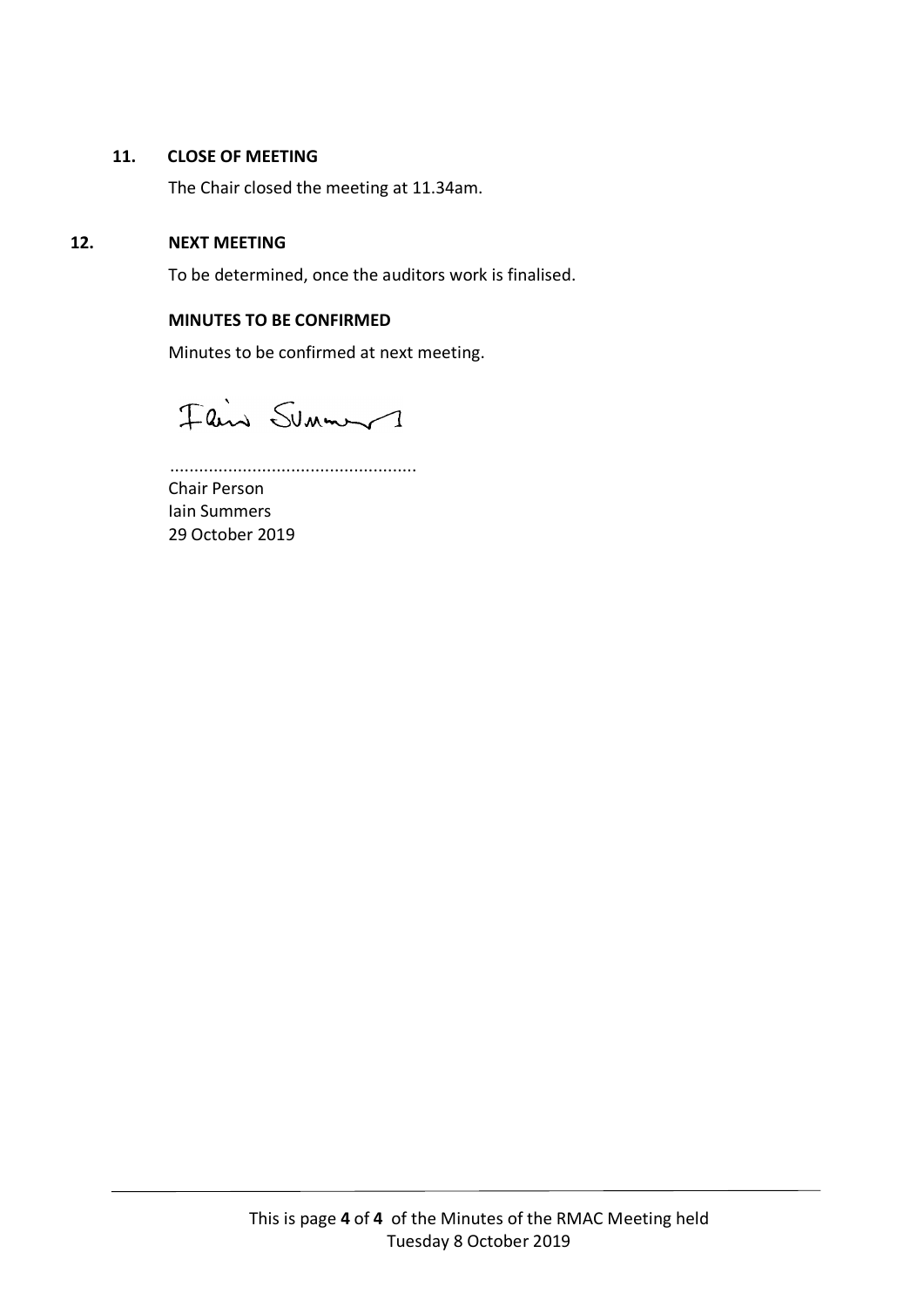## 11. CLOSE OF MEETING

The Chair closed the meeting at 11.34am.

## 12. NEXT MEETING

To be determined, once the auditors work is finalised.

**MINUTES TO BE CONFIRMED**

Minutes to be confirmed at next meeting.

...................................................
Chair Person
Iain Summers
29 October 2019